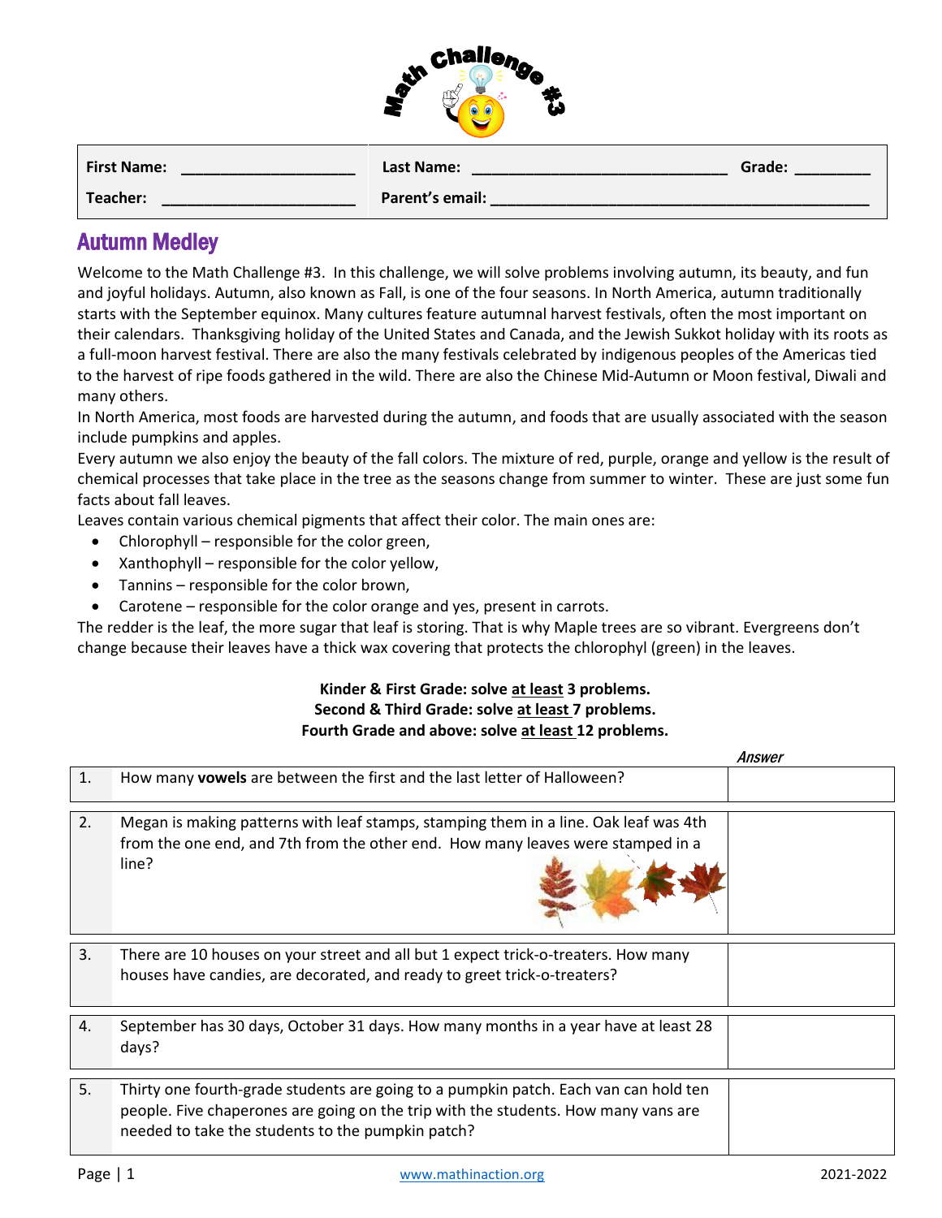| First Name: ____________________ | Last Name: ____________________________ | Grade: ________ |
|---|---|---|
| Teacher: ______________________ | Parent's email: ____________________________________________ | |

## Autumn Medley

Welcome to the Math Challenge #3. In this challenge, we will solve problems involving autumn, its beauty, and fun and joyful holidays. Autumn, also known as Fall, is one of the four seasons. In North America, autumn traditionally starts with the September equinox. Many cultures feature autumnal harvest festivals, often the most important on their calendars. Thanksgiving holiday of the United States and Canada, and the Jewish Sukkot holiday with its roots as a full-moon harvest festival. There are also the many festivals celebrated by indigenous peoples of the Americas tied to the harvest of ripe foods gathered in the wild. There are also the Chinese Mid-Autumn or Moon festival, Diwali and many others.

In North America, most foods are harvested during the autumn, and foods that are usually associated with the season include pumpkins and apples.

Every autumn we also enjoy the beauty of the fall colors. The mixture of red, purple, orange and yellow is the result of chemical processes that take place in the tree as the seasons change from summer to winter. These are just some fun facts about fall leaves.

Leaves contain various chemical pigments that affect their color. The main ones are:

- Chlorophyll – responsible for the color green,
- Xanthophyll – responsible for the color yellow,
- Tannins – responsible for the color brown,
- Carotene – responsible for the color orange and yes, present in carrots.

The redder is the leaf, the more sugar that leaf is storing. That is why Maple trees are so vibrant. Evergreens don't change because their leaves have a thick wax covering that protects the chlorophyl (green) in the leaves.

**Kinder & First Grade: solve at least 3 problems.**
**Second & Third Grade: solve at least 7 problems.**
**Fourth Grade and above: solve at least 12 problems.**

| | | *Answer* |
|---|---|---|
| 1. | How many **vowels** are between the first and the last letter of Halloween? | |
| 2. | Megan is making patterns with leaf stamps, stamping them in a line. Oak leaf was 4th from the one end, and 7th from the other end. How many leaves were stamped in a line? | |
| 3. | There are 10 houses on your street and all but 1 expect trick-o-treaters. How many houses have candies, are decorated, and ready to greet trick-o-treaters? | |
| 4. | September has 30 days, October 31 days. How many months in a year have at least 28 days? | |
| 5. | Thirty one fourth-grade students are going to a pumpkin patch. Each van can hold ten people. Five chaperones are going on the trip with the students. How many vans are needed to take the students to the pumpkin patch? | |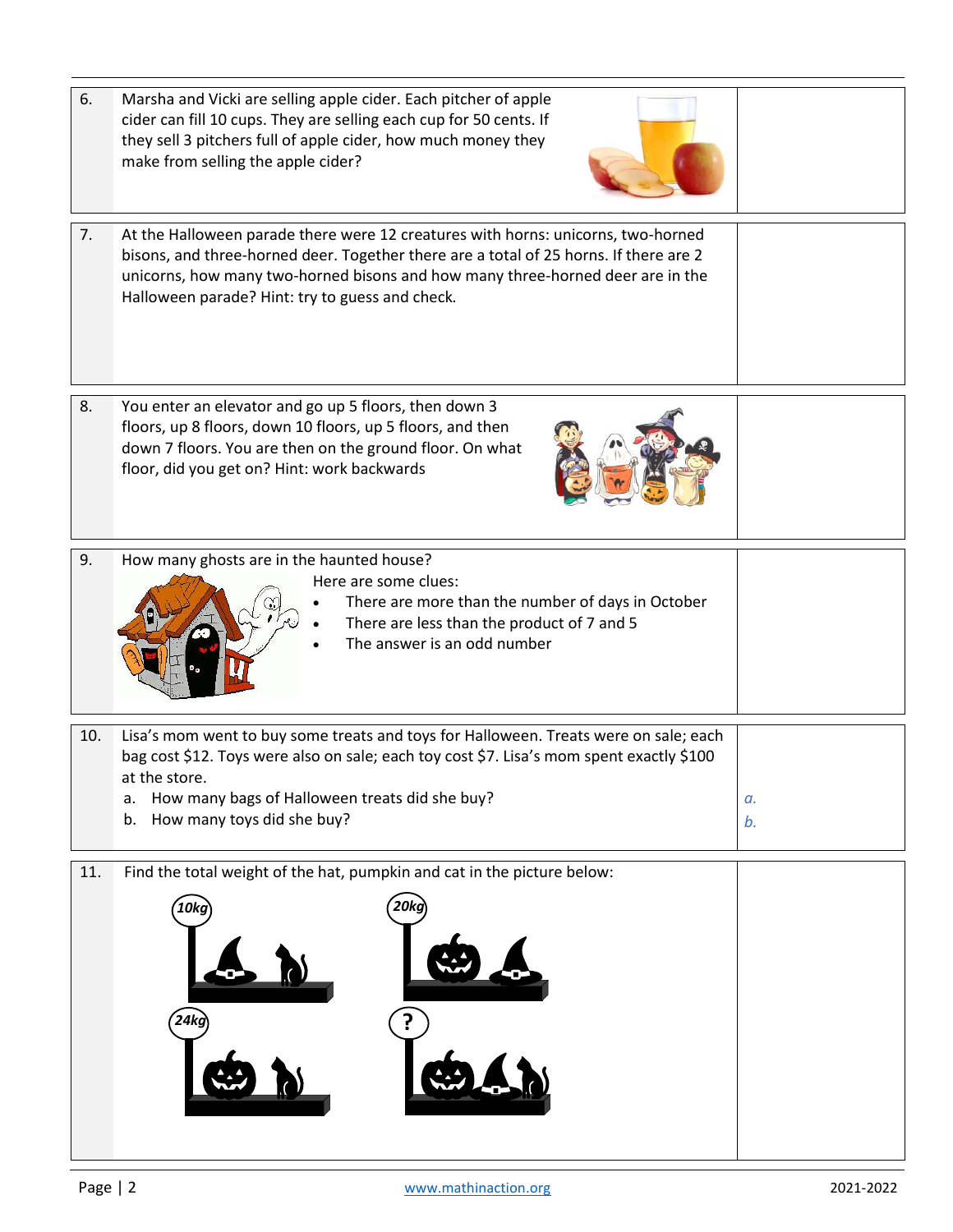6. Marsha and Vicki are selling apple cider. Each pitcher of apple cider can fill 10 cups. They are selling each cup for 50 cents. If they sell 3 pitchers full of apple cider, how much money they make from selling the apple cider?

7. At the Halloween parade there were 12 creatures with horns: unicorns, two-horned bisons, and three-horned deer. Together there are a total of 25 horns. If there are 2 unicorns, how many two-horned bisons and how many three-horned deer are in the Halloween parade? Hint: try to guess and check.

8. You enter an elevator and go up 5 floors, then down 3 floors, up 8 floors, down 10 floors, up 5 floors, and then down 7 floors. You are then on the ground floor. On what floor, did you get on? Hint: work backwards

9. How many ghosts are in the haunted house?

   Here are some clues:

   - There are more than the number of days in October
   - There are less than the product of 7 and 5
   - The answer is an odd number

10. Lisa's mom went to buy some treats and toys for Halloween. Treats were on sale; each bag cost $12. Toys were also on sale; each toy cost $7. Lisa's mom spent exactly $100 at the store.

    a. How many bags of Halloween treats did she buy?
    b. How many toys did she buy?

    *a.*
    *b.*

11. Find the total weight of the hat, pumpkin and cat in the picture below:

    10kg (hat and cat)

    20kg (pumpkin and hat)

    24kg (pumpkin and cat)

    ? (pumpkin, hat and cat)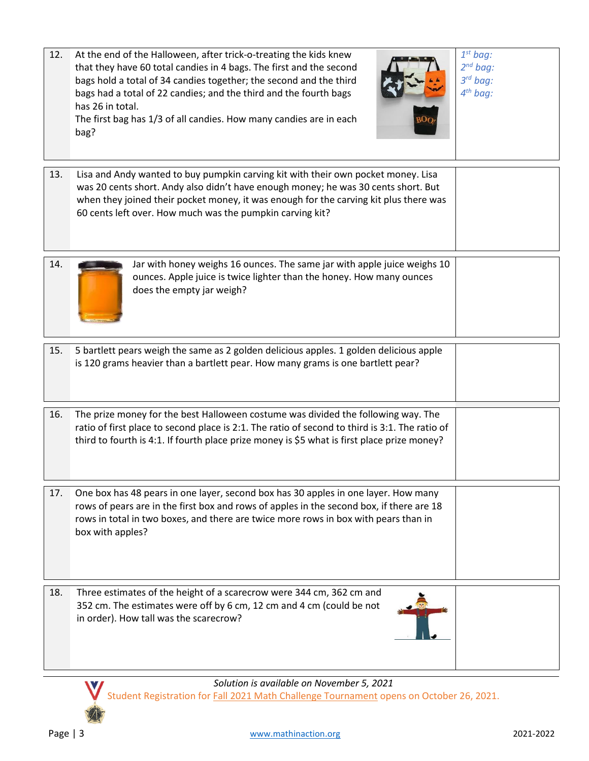| | | |
|---|---|---|
| 12. | At the end of the Halloween, after trick-o-treating the kids knew that they have 60 total candies in 4 bags. The first and the second bags hold a total of 34 candies together; the second and the third bags had a total of 22 candies; and the third and the fourth bags has 26 in total. The first bag has 1/3 of all candies. How many candies are in each bag? | *1st bag:* *2nd bag:* *3rd bag:* *4th bag:* |
| 13. | Lisa and Andy wanted to buy pumpkin carving kit with their own pocket money. Lisa was 20 cents short. Andy also didn't have enough money; he was 30 cents short. But when they joined their pocket money, it was enough for the carving kit plus there was 60 cents left over. How much was the pumpkin carving kit? | |
| 14. | Jar with honey weighs 16 ounces. The same jar with apple juice weighs 10 ounces. Apple juice is twice lighter than the honey. How many ounces does the empty jar weigh? | |
| 15. | 5 bartlett pears weigh the same as 2 golden delicious apples. 1 golden delicious apple is 120 grams heavier than a bartlett pear. How many grams is one bartlett pear? | |
| 16. | The prize money for the best Halloween costume was divided the following way. The ratio of first place to second place is 2:1. The ratio of second to third is 3:1. The ratio of third to fourth is 4:1. If fourth place prize money is \$5 what is first place prize money? | |
| 17. | One box has 48 pears in one layer, second box has 30 apples in one layer. How many rows of pears are in the first box and rows of apples in the second box, if there are 18 rows in total in two boxes, and there are twice more rows in box with pears than in box with apples? | |
| 18. | Three estimates of the height of a scarecrow were 344 cm, 362 cm and 352 cm. The estimates were off by 6 cm, 12 cm and 4 cm (could be not in order). How tall was the scarecrow? | |

*Solution is available on November 5, 2021*

Student Registration for Fall 2021 Math Challenge Tournament opens on October 26, 2021.